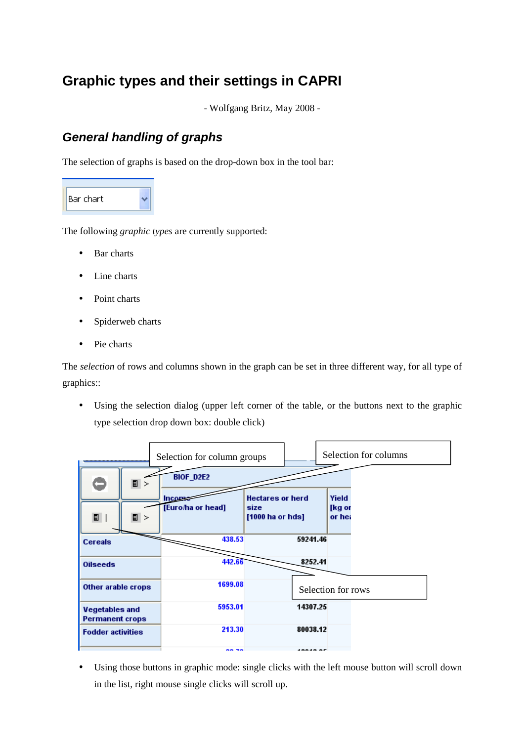# Graphic types and their settings in CAPRI

- Wolfgang Britz, May 2008 -

## *General handling of graphs*

The selection of graphs is based on the drop-down box in the tool bar:

The following *graphic types* are currently supported:

- Bar charts
- Line charts
- Point charts
- Spiderweb charts
- Pie charts

The *selection* of rows and columns shown in the graph can be set in three different way, for all type of graphics::

- Using the selection dialog (upper left corner of the table, or the buttons next to the graphic type selection drop down box: double click)

- Using those buttons in graphic mode: single clicks with the left mouse button will scroll down in the list, right mouse single clicks will scroll up.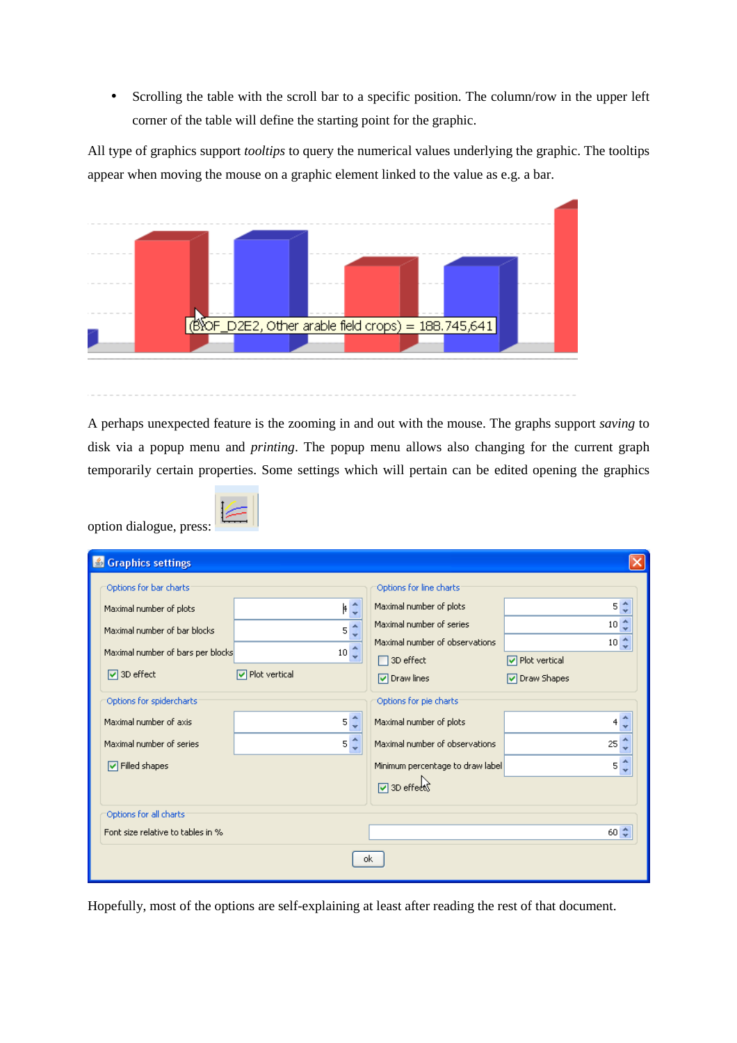- Scrolling the table with the scroll bar to a specific position. The column/row in the upper left corner of the table will define the starting point for the graphic.

All type of graphics support *tooltips* to query the numerical values underlying the graphic. The tooltips appear when moving the mouse on a graphic element linked to the value as e.g. a bar.

A perhaps unexpected feature is the zooming in and out with the mouse. The graphs support *saving* to disk via a popup menu and *printing*. The popup menu allows also changing for the current graph temporarily certain properties. Some settings which will pertain can be edited opening the graphics option dialogue, press:

Hopefully, most of the options are self-explaining at least after reading the rest of that document.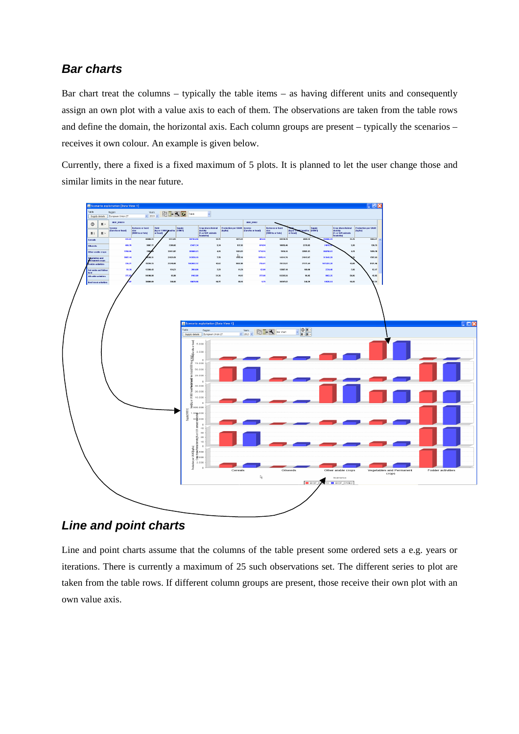## Bar charts

Bar chart treat the columns – typically the table items – as having different units and consequently assign an own plot with a value axis to each of them. The observations are taken from the table rows and define the domain, the horizontal axis. Each column groups are present – typically the scenarios – receives it own colour. An example is given below.

Currently, there a fixed is a fixed maximum of 5 plots. It is planned to let the user change those and similar limits in the near future.

## Line and point charts

Line and point charts assume that the columns of the table present some ordered sets a e.g. years or iterations. There is currently a maximum of 25 such observations set. The different series to plot are taken from the table rows. If different column groups are present, those receive their own plot with an own value axis.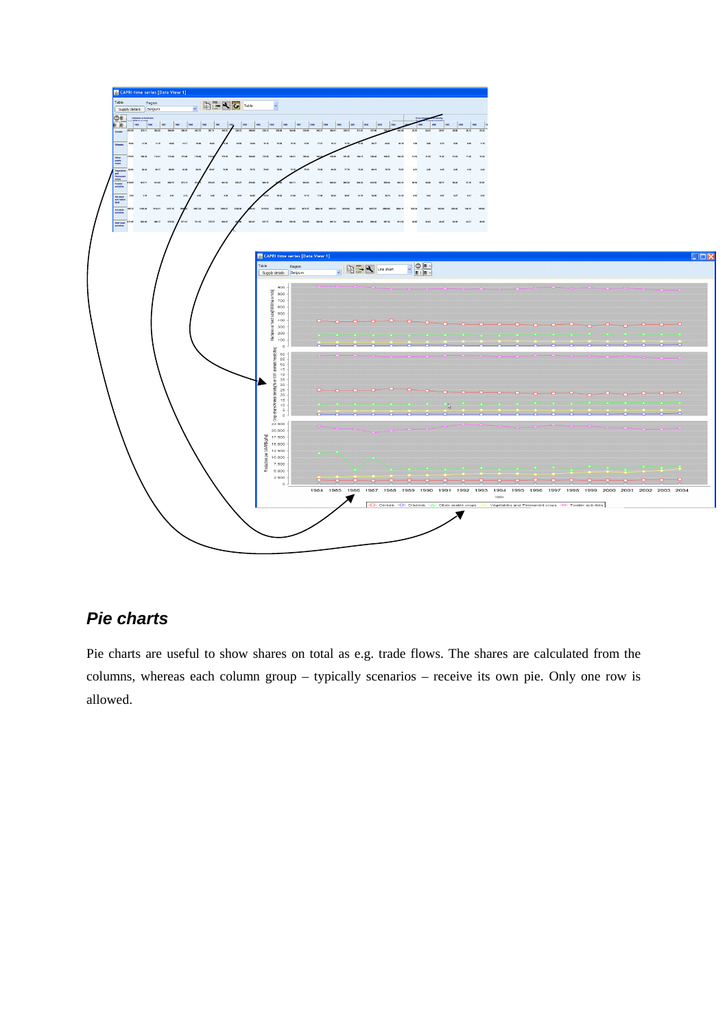## Pie charts

Pie charts are useful to show shares on total as e.g. trade flows. The shares are calculated from the columns, whereas each column group – typically scenarios – receive its own pie. Only one row is allowed.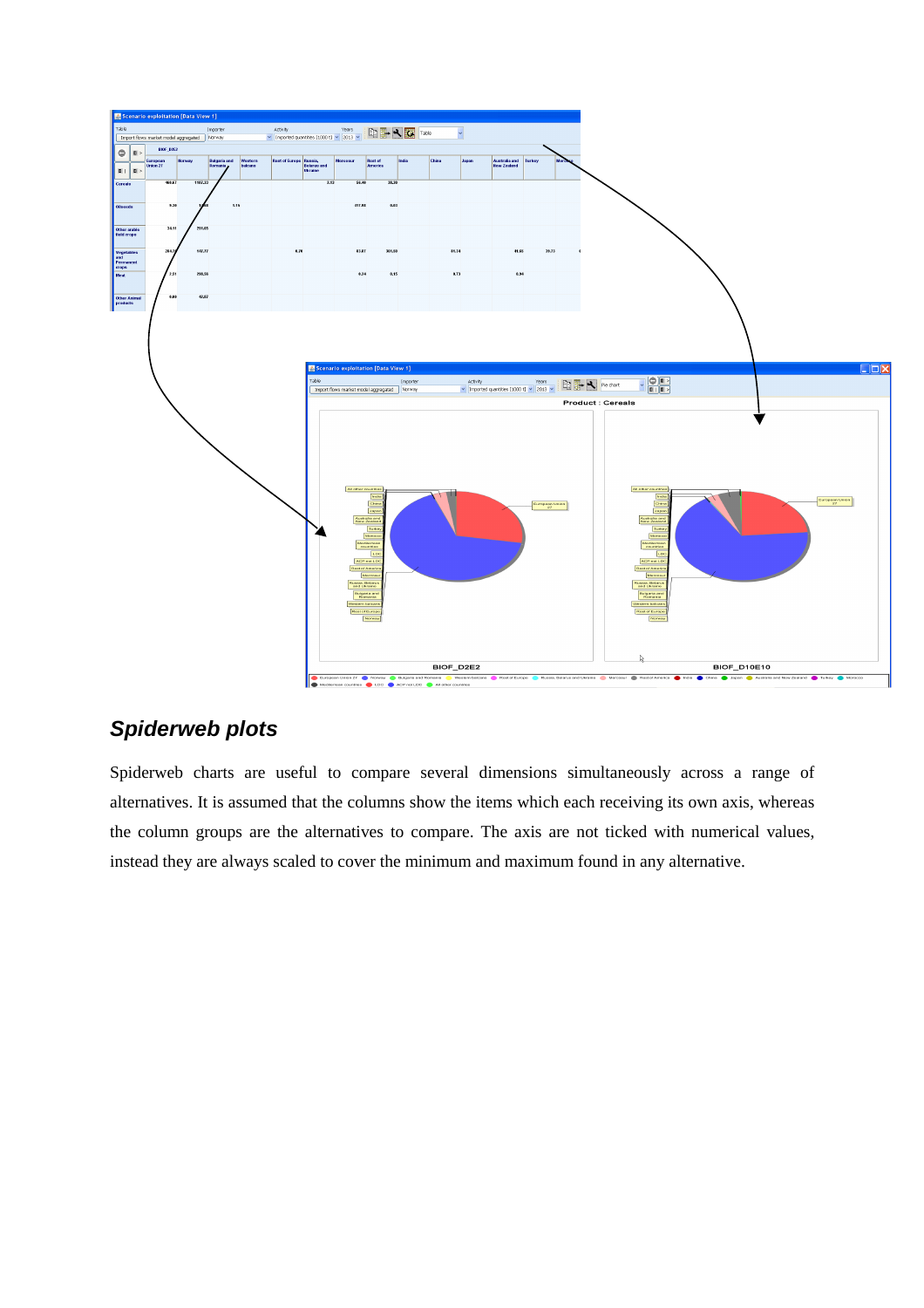## *Spiderweb plots*

Spiderweb charts are useful to compare several dimensions simultaneously across a range of alternatives. It is assumed that the columns show the items which each receiving its own axis, whereas the column groups are the alternatives to compare. The axis are not ticked with numerical values, instead they are always scaled to cover the minimum and maximum found in any alternative.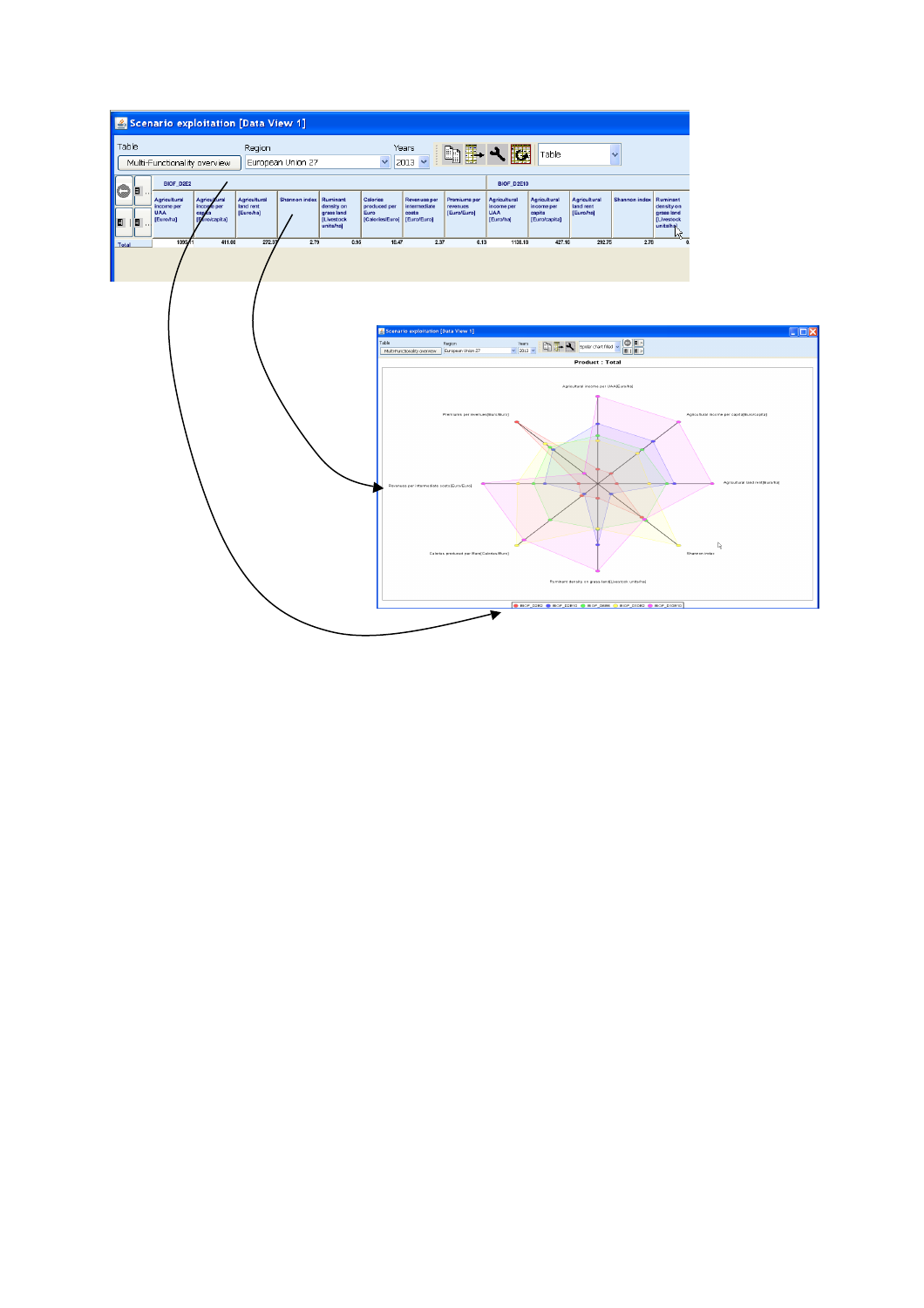Scenario exploitation [Data View 1]

Table: Multi-Functionality overview

Region: European Union 27

Years: 2013

Table

| | BIOF_D2E2 | | | | | | | | BIOF_D2E10 | | | | |
|---|---|---|---|---|---|---|---|---|---|---|---|---|---|
| | Agricultural income per UAA [Euro/ha] | Agricultural income per capita [Euro/capita] | Agricultural land rent [Euro/ha] | Shannon index | Ruminant density on grass land [Livestock units/ha] | Calories produced per Euro [Calories/Euro] | Revenues per intermediate costs [Euro/Euro] | Premiums per revenues [Euro/Euro] | Agricultural income per UAA [Euro/ha] | Agricultural income per capita [Euro/capita] | Agricultural land rent [Euro/ha] | Shannon index | Ruminant density on grass land [Livestock units/ha] |
| Total | 1083.11 | 411.60 | 272.37 | 2.79 | 0.95 | 16.47 | 2.37 | 0.13 | 1136.18 | 427.16 | 292.75 | 2.78 | 0. |

Scenario exploitation [Data View 1]

Table: Multi-Functionality overview

Region: European Union 27

Years: 2013

Spider chart filled

Product : Total

Agricultural income per UAA[Euro/ha]

Agricultural income per capita[Euro/capita]

Agricultural land rent[Euro/ha]

Shannon index

Ruminant density on grass land[Livestock units/ha]

Calories produced per Euro[Calories/Euro]

Revenues per intermediate costs[Euro/Euro]

Premiums per revenues[Euro/Euro]

BIOF_D2E2, BIOF_D2E10, BIOF_D6E6, BIOF_D10E2, BIOF_D10E10